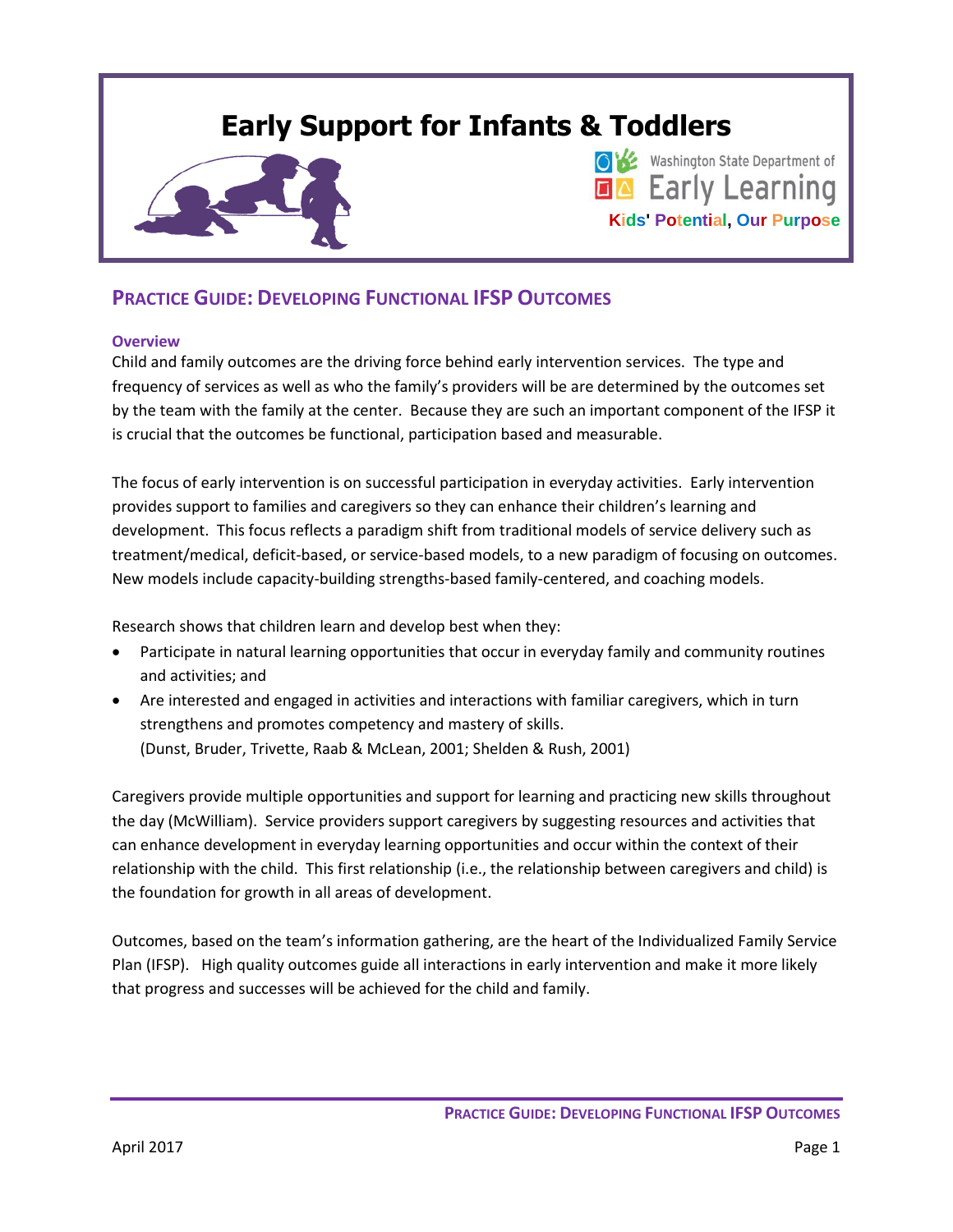# Early Support for Infants & Toddlers

Washington State Department of Early Learning

Kids' Potential, Our Purpose

## PRACTICE GUIDE: DEVELOPING FUNCTIONAL IFSP OUTCOMES

### Overview

Child and family outcomes are the driving force behind early intervention services. The type and frequency of services as well as who the family's providers will be are determined by the outcomes set by the team with the family at the center. Because they are such an important component of the IFSP it is crucial that the outcomes be functional, participation based and measurable.

The focus of early intervention is on successful participation in everyday activities. Early intervention provides support to families and caregivers so they can enhance their children's learning and development. This focus reflects a paradigm shift from traditional models of service delivery such as treatment/medical, deficit-based, or service-based models, to a new paradigm of focusing on outcomes. New models include capacity-building strengths-based family-centered, and coaching models.

Research shows that children learn and develop best when they:

- Participate in natural learning opportunities that occur in everyday family and community routines and activities; and
- Are interested and engaged in activities and interactions with familiar caregivers, which in turn strengthens and promotes competency and mastery of skills.
  (Dunst, Bruder, Trivette, Raab & McLean, 2001; Shelden & Rush, 2001)

Caregivers provide multiple opportunities and support for learning and practicing new skills throughout the day (McWilliam). Service providers support caregivers by suggesting resources and activities that can enhance development in everyday learning opportunities and occur within the context of their relationship with the child. This first relationship (i.e., the relationship between caregivers and child) is the foundation for growth in all areas of development.

Outcomes, based on the team's information gathering, are the heart of the Individualized Family Service Plan (IFSP). High quality outcomes guide all interactions in early intervention and make it more likely that progress and successes will be achieved for the child and family.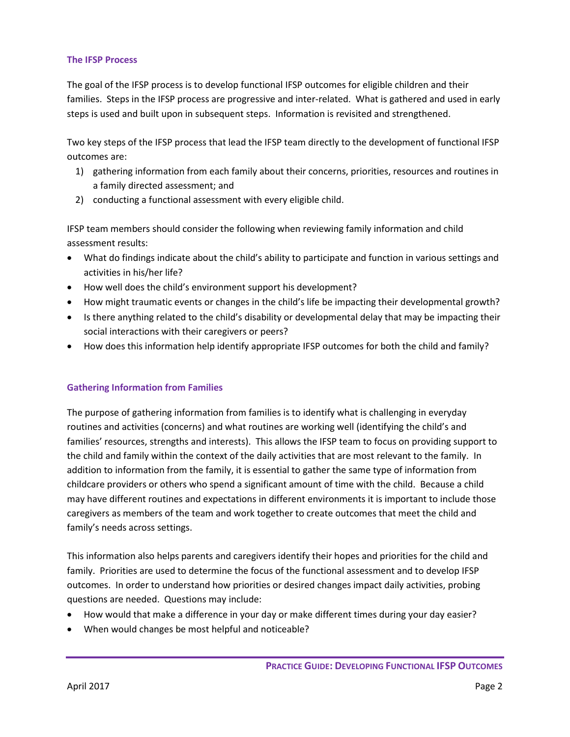## The IFSP Process

The goal of the IFSP process is to develop functional IFSP outcomes for eligible children and their families. Steps in the IFSP process are progressive and inter-related. What is gathered and used in early steps is used and built upon in subsequent steps. Information is revisited and strengthened.

Two key steps of the IFSP process that lead the IFSP team directly to the development of functional IFSP outcomes are:

1) gathering information from each family about their concerns, priorities, resources and routines in a family directed assessment; and
2) conducting a functional assessment with every eligible child.

IFSP team members should consider the following when reviewing family information and child assessment results:

- What do findings indicate about the child's ability to participate and function in various settings and activities in his/her life?
- How well does the child's environment support his development?
- How might traumatic events or changes in the child's life be impacting their developmental growth?
- Is there anything related to the child's disability or developmental delay that may be impacting their social interactions with their caregivers or peers?
- How does this information help identify appropriate IFSP outcomes for both the child and family?

## Gathering Information from Families

The purpose of gathering information from families is to identify what is challenging in everyday routines and activities (concerns) and what routines are working well (identifying the child's and families' resources, strengths and interests). This allows the IFSP team to focus on providing support to the child and family within the context of the daily activities that are most relevant to the family. In addition to information from the family, it is essential to gather the same type of information from childcare providers or others who spend a significant amount of time with the child. Because a child may have different routines and expectations in different environments it is important to include those caregivers as members of the team and work together to create outcomes that meet the child and family's needs across settings.

This information also helps parents and caregivers identify their hopes and priorities for the child and family. Priorities are used to determine the focus of the functional assessment and to develop IFSP outcomes. In order to understand how priorities or desired changes impact daily activities, probing questions are needed. Questions may include:

- How would that make a difference in your day or make different times during your day easier?
- When would changes be most helpful and noticeable?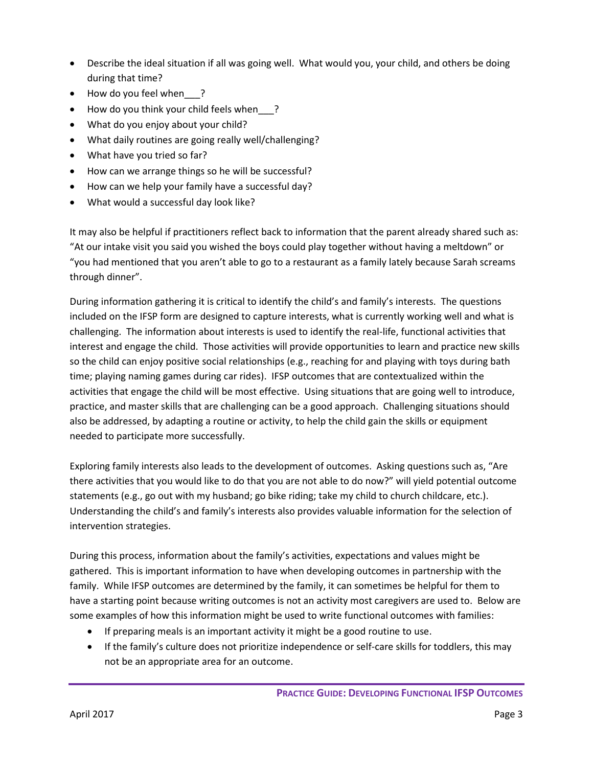- Describe the ideal situation if all was going well. What would you, your child, and others be doing during that time?
- How do you feel when___?
- How do you think your child feels when___?
- What do you enjoy about your child?
- What daily routines are going really well/challenging?
- What have you tried so far?
- How can we arrange things so he will be successful?
- How can we help your family have a successful day?
- What would a successful day look like?

It may also be helpful if practitioners reflect back to information that the parent already shared such as: "At our intake visit you said you wished the boys could play together without having a meltdown" or "you had mentioned that you aren't able to go to a restaurant as a family lately because Sarah screams through dinner".

During information gathering it is critical to identify the child's and family's interests. The questions included on the IFSP form are designed to capture interests, what is currently working well and what is challenging. The information about interests is used to identify the real-life, functional activities that interest and engage the child. Those activities will provide opportunities to learn and practice new skills so the child can enjoy positive social relationships (e.g., reaching for and playing with toys during bath time; playing naming games during car rides). IFSP outcomes that are contextualized within the activities that engage the child will be most effective. Using situations that are going well to introduce, practice, and master skills that are challenging can be a good approach. Challenging situations should also be addressed, by adapting a routine or activity, to help the child gain the skills or equipment needed to participate more successfully.

Exploring family interests also leads to the development of outcomes. Asking questions such as, "Are there activities that you would like to do that you are not able to do now?" will yield potential outcome statements (e.g., go out with my husband; go bike riding; take my child to church childcare, etc.). Understanding the child's and family's interests also provides valuable information for the selection of intervention strategies.

During this process, information about the family's activities, expectations and values might be gathered. This is important information to have when developing outcomes in partnership with the family. While IFSP outcomes are determined by the family, it can sometimes be helpful for them to have a starting point because writing outcomes is not an activity most caregivers are used to. Below are some examples of how this information might be used to write functional outcomes with families:

- If preparing meals is an important activity it might be a good routine to use.
- If the family's culture does not prioritize independence or self-care skills for toddlers, this may not be an appropriate area for an outcome.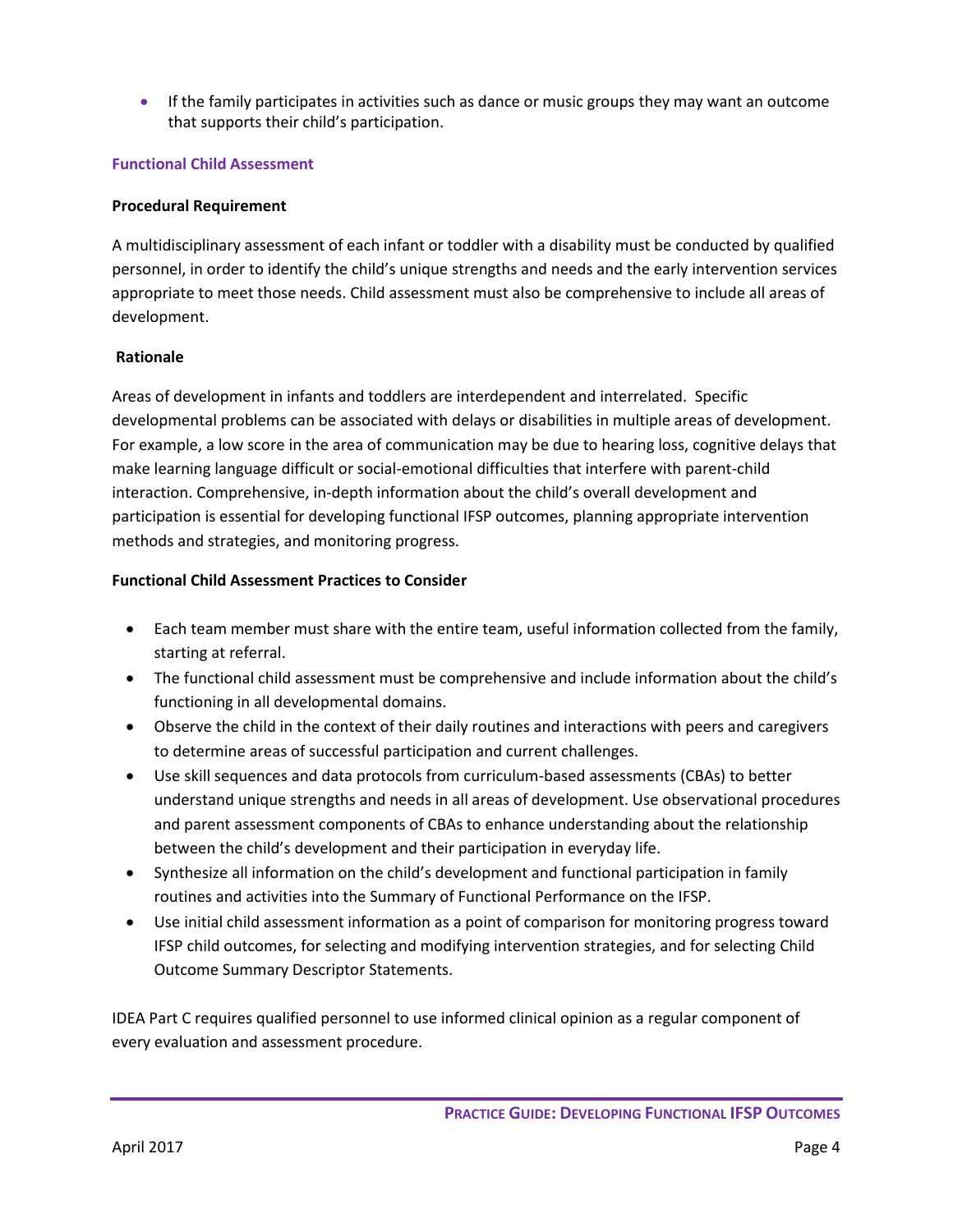- If the family participates in activities such as dance or music groups they may want an outcome that supports their child's participation.

### Functional Child Assessment

**Procedural Requirement**

A multidisciplinary assessment of each infant or toddler with a disability must be conducted by qualified personnel, in order to identify the child's unique strengths and needs and the early intervention services appropriate to meet those needs. Child assessment must also be comprehensive to include all areas of development.

**Rationale**

Areas of development in infants and toddlers are interdependent and interrelated. Specific developmental problems can be associated with delays or disabilities in multiple areas of development. For example, a low score in the area of communication may be due to hearing loss, cognitive delays that make learning language difficult or social-emotional difficulties that interfere with parent-child interaction. Comprehensive, in-depth information about the child's overall development and participation is essential for developing functional IFSP outcomes, planning appropriate intervention methods and strategies, and monitoring progress.

**Functional Child Assessment Practices to Consider**

- Each team member must share with the entire team, useful information collected from the family, starting at referral.
- The functional child assessment must be comprehensive and include information about the child's functioning in all developmental domains.
- Observe the child in the context of their daily routines and interactions with peers and caregivers to determine areas of successful participation and current challenges.
- Use skill sequences and data protocols from curriculum-based assessments (CBAs) to better understand unique strengths and needs in all areas of development. Use observational procedures and parent assessment components of CBAs to enhance understanding about the relationship between the child's development and their participation in everyday life.
- Synthesize all information on the child's development and functional participation in family routines and activities into the Summary of Functional Performance on the IFSP.
- Use initial child assessment information as a point of comparison for monitoring progress toward IFSP child outcomes, for selecting and modifying intervention strategies, and for selecting Child Outcome Summary Descriptor Statements.

IDEA Part C requires qualified personnel to use informed clinical opinion as a regular component of every evaluation and assessment procedure.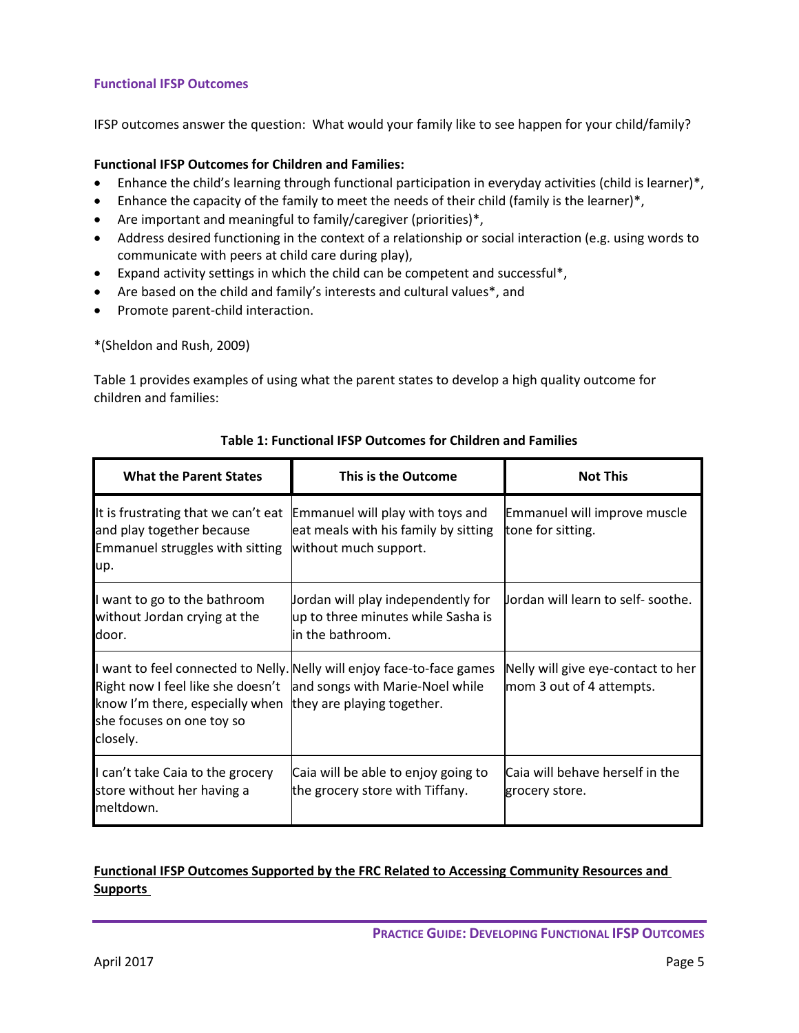### Functional IFSP Outcomes

IFSP outcomes answer the question: What would your family like to see happen for your child/family?

**Functional IFSP Outcomes for Children and Families:**

- Enhance the child's learning through functional participation in everyday activities (child is learner)*,
- Enhance the capacity of the family to meet the needs of their child (family is the learner)*,
- Are important and meaningful to family/caregiver (priorities)*,
- Address desired functioning in the context of a relationship or social interaction (e.g. using words to communicate with peers at child care during play),
- Expand activity settings in which the child can be competent and successful*,
- Are based on the child and family's interests and cultural values*, and
- Promote parent-child interaction.

*(Sheldon and Rush, 2009)

Table 1 provides examples of using what the parent states to develop a high quality outcome for children and families:

**Table 1: Functional IFSP Outcomes for Children and Families**

| What the Parent States | This is the Outcome | Not This |
| --- | --- | --- |
| It is frustrating that we can't eat and play together because Emmanuel struggles with sitting up. | Emmanuel will play with toys and eat meals with his family by sitting without much support. | Emmanuel will improve muscle tone for sitting. |
| I want to go to the bathroom without Jordan crying at the door. | Jordan will play independently for up to three minutes while Sasha is in the bathroom. | Jordan will learn to self- soothe. |
| I want to feel connected to Nelly. Right now I feel like she doesn't know I'm there, especially when she focuses on one toy so closely. | Nelly will enjoy face-to-face games and songs with Marie-Noel while they are playing together. | Nelly will give eye-contact to her mom 3 out of 4 attempts. |
| I can't take Caia to the grocery store without her having a meltdown. | Caia will be able to enjoy going to the grocery store with Tiffany. | Caia will behave herself in the grocery store. |

**Functional IFSP Outcomes Supported by the FRC Related to Accessing Community Resources and Supports**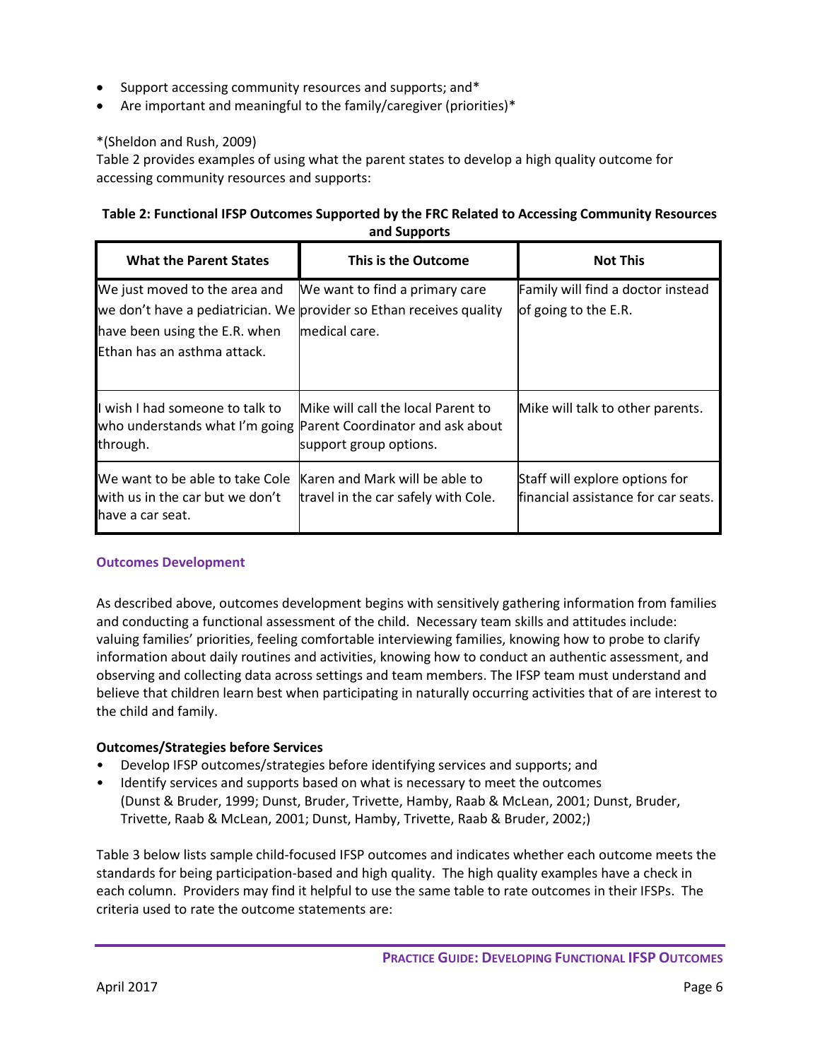- Support accessing community resources and supports; and*
- Are important and meaningful to the family/caregiver (priorities)*

*(Sheldon and Rush, 2009)

Table 2 provides examples of using what the parent states to develop a high quality outcome for accessing community resources and supports:

**Table 2: Functional IFSP Outcomes Supported by the FRC Related to Accessing Community Resources and Supports**

| What the Parent States | This is the Outcome | Not This |
|---|---|---|
| We just moved to the area and we don't have a pediatrician. We have been using the E.R. when Ethan has an asthma attack. | We want to find a primary care provider so Ethan receives quality medical care. | Family will find a doctor instead of going to the E.R. |
| I wish I had someone to talk to who understands what I'm going through. | Mike will call the local Parent to Parent Coordinator and ask about support group options. | Mike will talk to other parents. |
| We want to be able to take Cole with us in the car but we don't have a car seat. | Karen and Mark will be able to travel in the car safely with Cole. | Staff will explore options for financial assistance for car seats. |

### Outcomes Development

As described above, outcomes development begins with sensitively gathering information from families and conducting a functional assessment of the child. Necessary team skills and attitudes include: valuing families' priorities, feeling comfortable interviewing families, knowing how to probe to clarify information about daily routines and activities, knowing how to conduct an authentic assessment, and observing and collecting data across settings and team members. The IFSP team must understand and believe that children learn best when participating in naturally occurring activities that of are interest to the child and family.

**Outcomes/Strategies before Services**

- Develop IFSP outcomes/strategies before identifying services and supports; and
- Identify services and supports based on what is necessary to meet the outcomes (Dunst & Bruder, 1999; Dunst, Bruder, Trivette, Hamby, Raab & McLean, 2001; Dunst, Bruder, Trivette, Raab & McLean, 2001; Dunst, Hamby, Trivette, Raab & Bruder, 2002;)

Table 3 below lists sample child-focused IFSP outcomes and indicates whether each outcome meets the standards for being participation-based and high quality. The high quality examples have a check in each column. Providers may find it helpful to use the same table to rate outcomes in their IFSPs. The criteria used to rate the outcome statements are: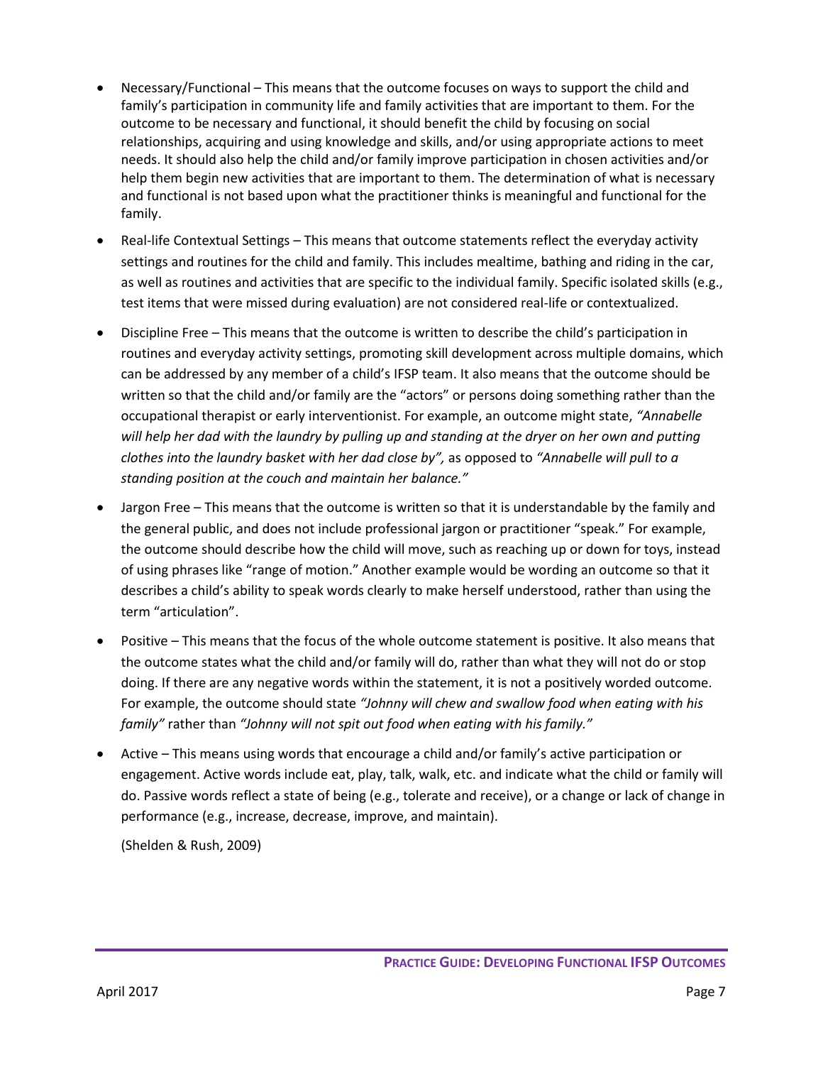- Necessary/Functional – This means that the outcome focuses on ways to support the child and family's participation in community life and family activities that are important to them. For the outcome to be necessary and functional, it should benefit the child by focusing on social relationships, acquiring and using knowledge and skills, and/or using appropriate actions to meet needs. It should also help the child and/or family improve participation in chosen activities and/or help them begin new activities that are important to them. The determination of what is necessary and functional is not based upon what the practitioner thinks is meaningful and functional for the family.
- Real-life Contextual Settings – This means that outcome statements reflect the everyday activity settings and routines for the child and family. This includes mealtime, bathing and riding in the car, as well as routines and activities that are specific to the individual family. Specific isolated skills (e.g., test items that were missed during evaluation) are not considered real-life or contextualized.
- Discipline Free – This means that the outcome is written to describe the child's participation in routines and everyday activity settings, promoting skill development across multiple domains, which can be addressed by any member of a child's IFSP team. It also means that the outcome should be written so that the child and/or family are the "actors" or persons doing something rather than the occupational therapist or early interventionist. For example, an outcome might state, *"Annabelle will help her dad with the laundry by pulling up and standing at the dryer on her own and putting clothes into the laundry basket with her dad close by",* as opposed to *"Annabelle will pull to a standing position at the couch and maintain her balance."*
- Jargon Free – This means that the outcome is written so that it is understandable by the family and the general public, and does not include professional jargon or practitioner "speak." For example, the outcome should describe how the child will move, such as reaching up or down for toys, instead of using phrases like "range of motion." Another example would be wording an outcome so that it describes a child's ability to speak words clearly to make herself understood, rather than using the term "articulation".
- Positive – This means that the focus of the whole outcome statement is positive. It also means that the outcome states what the child and/or family will do, rather than what they will not do or stop doing. If there are any negative words within the statement, it is not a positively worded outcome. For example, the outcome should state *"Johnny will chew and swallow food when eating with his family"* rather than *"Johnny will not spit out food when eating with his family."*
- Active – This means using words that encourage a child and/or family's active participation or engagement. Active words include eat, play, talk, walk, etc. and indicate what the child or family will do. Passive words reflect a state of being (e.g., tolerate and receive), or a change or lack of change in performance (e.g., increase, decrease, improve, and maintain).

  (Shelden & Rush, 2009)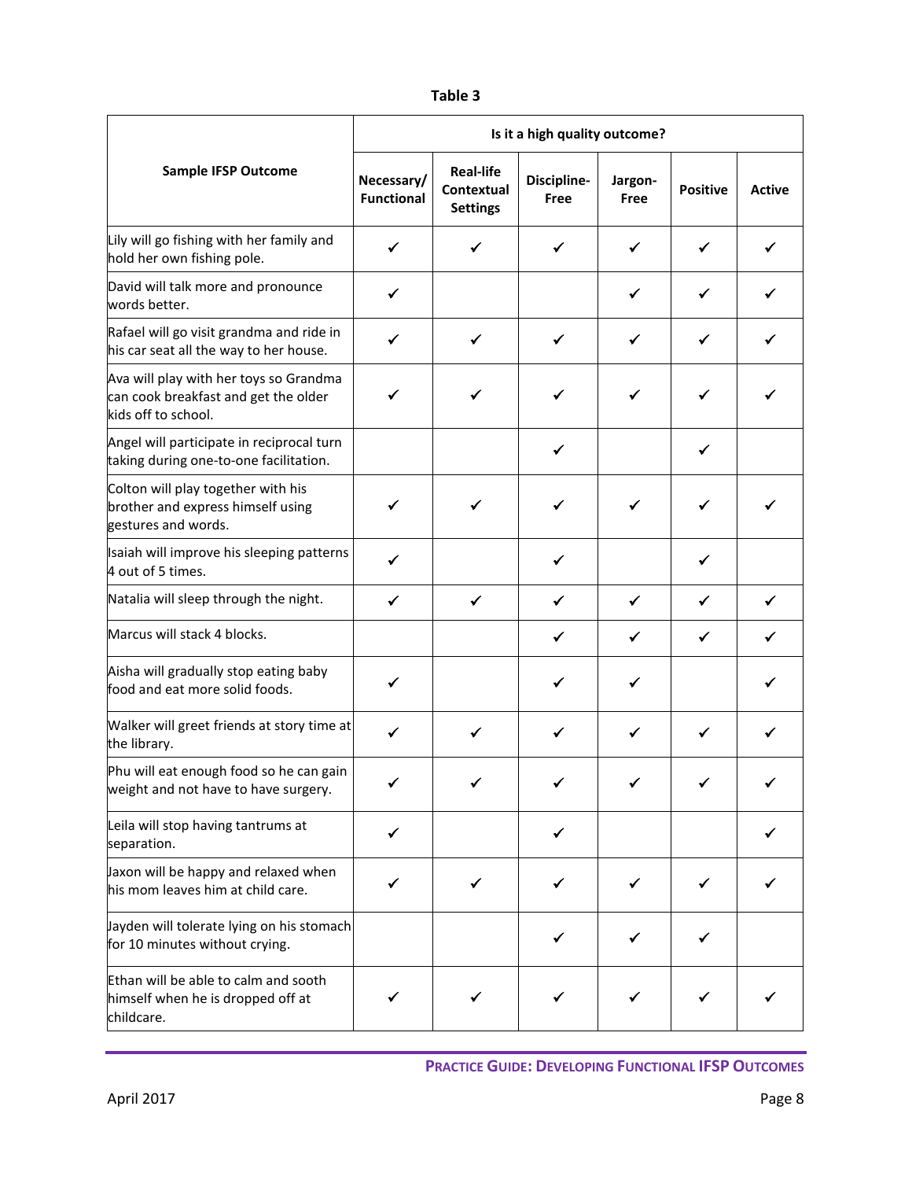**Table 3**

| Sample IFSP Outcome | Is it a high quality outcome? | | | | | |
|---|---|---|---|---|---|---|
| | Necessary/ Functional | Real-life Contextual Settings | Discipline-Free | Jargon-Free | Positive | Active |
| Lily will go fishing with her family and hold her own fishing pole. | ✓ | ✓ | ✓ | ✓ | ✓ | ✓ |
| David will talk more and pronounce words better. | ✓ | | | ✓ | ✓ | ✓ |
| Rafael will go visit grandma and ride in his car seat all the way to her house. | ✓ | ✓ | ✓ | ✓ | ✓ | ✓ |
| Ava will play with her toys so Grandma can cook breakfast and get the older kids off to school. | ✓ | ✓ | ✓ | ✓ | ✓ | ✓ |
| Angel will participate in reciprocal turn taking during one-to-one facilitation. | | | ✓ | | ✓ | |
| Colton will play together with his brother and express himself using gestures and words. | ✓ | ✓ | ✓ | ✓ | ✓ | ✓ |
| Isaiah will improve his sleeping patterns 4 out of 5 times. | ✓ | | ✓ | | ✓ | |
| Natalia will sleep through the night. | ✓ | ✓ | ✓ | ✓ | ✓ | ✓ |
| Marcus will stack 4 blocks. | | | ✓ | ✓ | ✓ | ✓ |
| Aisha will gradually stop eating baby food and eat more solid foods. | ✓ | | ✓ | ✓ | | ✓ |
| Walker will greet friends at story time at the library. | ✓ | ✓ | ✓ | ✓ | ✓ | ✓ |
| Phu will eat enough food so he can gain weight and not have to have surgery. | ✓ | ✓ | ✓ | ✓ | ✓ | ✓ |
| Leila will stop having tantrums at separation. | ✓ | | ✓ | | | ✓ |
| Jaxon will be happy and relaxed when his mom leaves him at child care. | ✓ | ✓ | ✓ | ✓ | ✓ | ✓ |
| Jayden will tolerate lying on his stomach for 10 minutes without crying. | | | ✓ | ✓ | ✓ | |
| Ethan will be able to calm and sooth himself when he is dropped off at childcare. | ✓ | ✓ | ✓ | ✓ | ✓ | ✓ |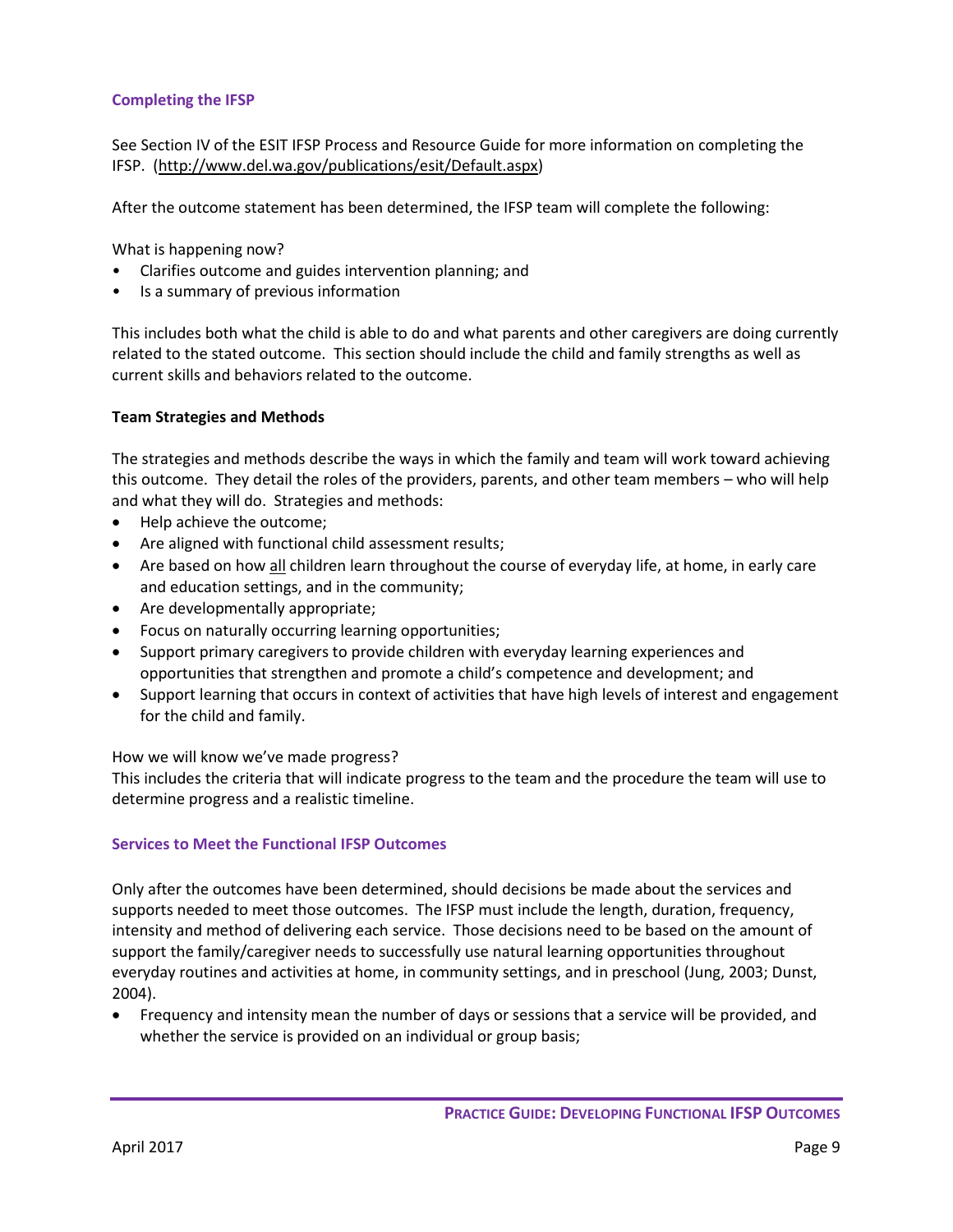## Completing the IFSP

See Section IV of the ESIT IFSP Process and Resource Guide for more information on completing the IFSP. (http://www.del.wa.gov/publications/esit/Default.aspx)

After the outcome statement has been determined, the IFSP team will complete the following:

What is happening now?

- Clarifies outcome and guides intervention planning; and
- Is a summary of previous information

This includes both what the child is able to do and what parents and other caregivers are doing currently related to the stated outcome. This section should include the child and family strengths as well as current skills and behaviors related to the outcome.

**Team Strategies and Methods**

The strategies and methods describe the ways in which the family and team will work toward achieving this outcome. They detail the roles of the providers, parents, and other team members – who will help and what they will do. Strategies and methods:

- Help achieve the outcome;
- Are aligned with functional child assessment results;
- Are based on how all children learn throughout the course of everyday life, at home, in early care and education settings, and in the community;
- Are developmentally appropriate;
- Focus on naturally occurring learning opportunities;
- Support primary caregivers to provide children with everyday learning experiences and opportunities that strengthen and promote a child's competence and development; and
- Support learning that occurs in context of activities that have high levels of interest and engagement for the child and family.

How we will know we've made progress?
This includes the criteria that will indicate progress to the team and the procedure the team will use to determine progress and a realistic timeline.

## Services to Meet the Functional IFSP Outcomes

Only after the outcomes have been determined, should decisions be made about the services and supports needed to meet those outcomes. The IFSP must include the length, duration, frequency, intensity and method of delivering each service. Those decisions need to be based on the amount of support the family/caregiver needs to successfully use natural learning opportunities throughout everyday routines and activities at home, in community settings, and in preschool (Jung, 2003; Dunst, 2004).

- Frequency and intensity mean the number of days or sessions that a service will be provided, and whether the service is provided on an individual or group basis;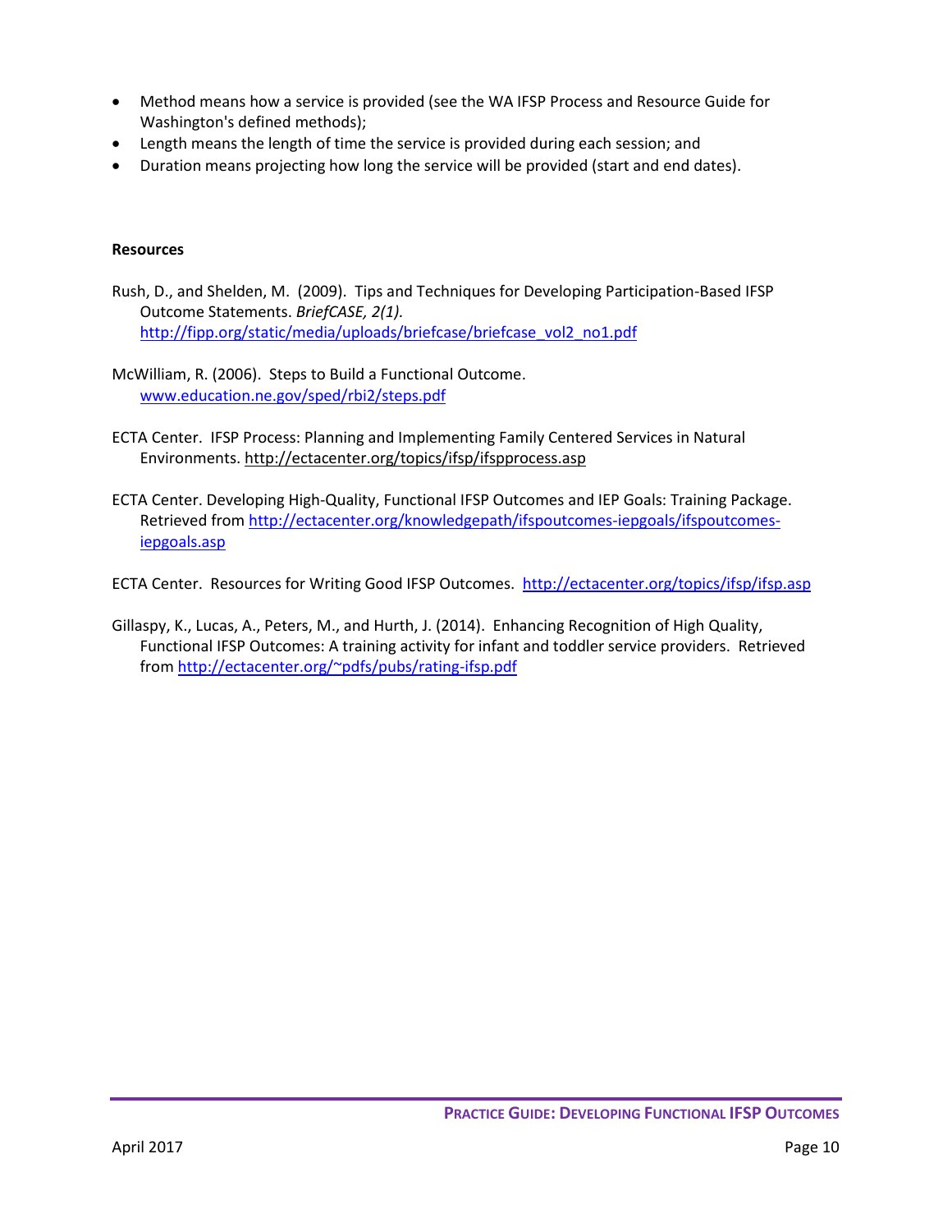- Method means how a service is provided (see the WA IFSP Process and Resource Guide for Washington's defined methods);
- Length means the length of time the service is provided during each session; and
- Duration means projecting how long the service will be provided (start and end dates).

**Resources**

Rush, D., and Shelden, M. (2009). Tips and Techniques for Developing Participation-Based IFSP Outcome Statements. *BriefCASE, 2(1).* http://fipp.org/static/media/uploads/briefcase/briefcase_vol2_no1.pdf

McWilliam, R. (2006). Steps to Build a Functional Outcome. www.education.ne.gov/sped/rbi2/steps.pdf

ECTA Center. IFSP Process: Planning and Implementing Family Centered Services in Natural Environments. http://ectacenter.org/topics/ifsp/ifspprocess.asp

ECTA Center. Developing High-Quality, Functional IFSP Outcomes and IEP Goals: Training Package. Retrieved from http://ectacenter.org/knowledgepath/ifspoutcomes-iepgoals/ifspoutcomes-iepgoals.asp

ECTA Center. Resources for Writing Good IFSP Outcomes. http://ectacenter.org/topics/ifsp/ifsp.asp

Gillaspy, K., Lucas, A., Peters, M., and Hurth, J. (2014). Enhancing Recognition of High Quality, Functional IFSP Outcomes: A training activity for infant and toddler service providers. Retrieved from http://ectacenter.org/~pdfs/pubs/rating-ifsp.pdf